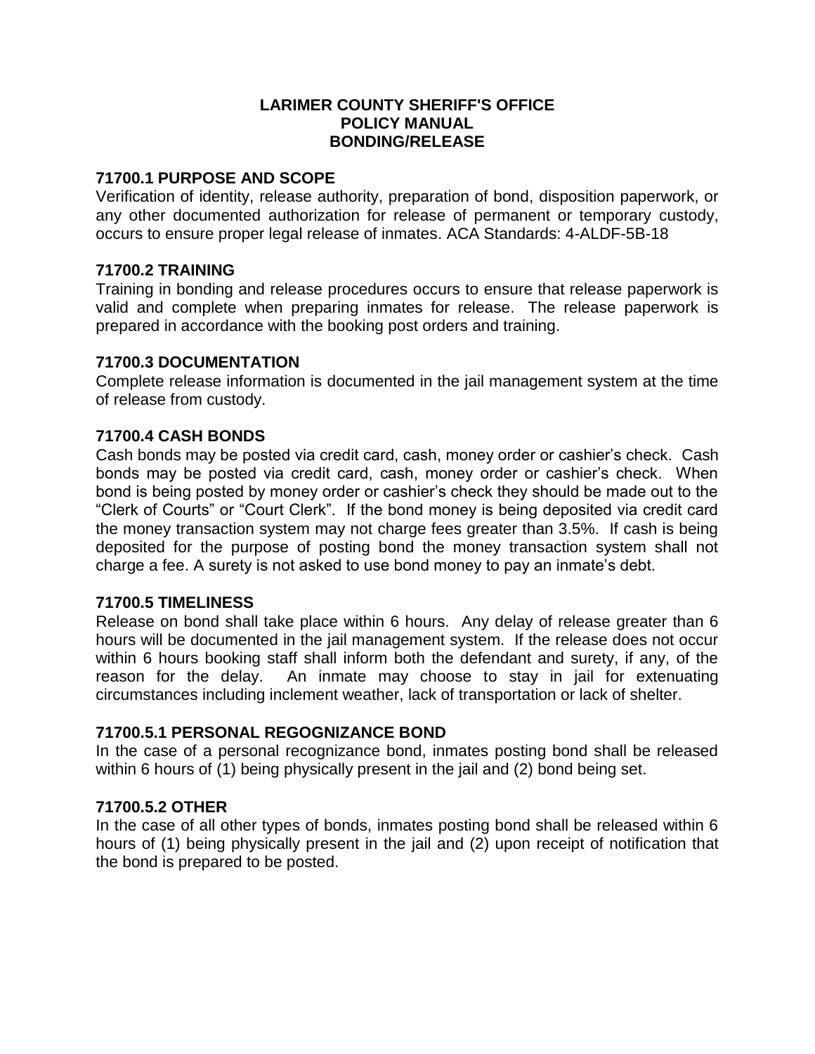# LARIMER COUNTY SHERIFF'S OFFICE
# POLICY MANUAL
# BONDING/RELEASE

## 71700.1 PURPOSE AND SCOPE

Verification of identity, release authority, preparation of bond, disposition paperwork, or any other documented authorization for release of permanent or temporary custody, occurs to ensure proper legal release of inmates. ACA Standards: 4-ALDF-5B-18

## 71700.2 TRAINING

Training in bonding and release procedures occurs to ensure that release paperwork is valid and complete when preparing inmates for release. The release paperwork is prepared in accordance with the booking post orders and training.

## 71700.3 DOCUMENTATION

Complete release information is documented in the jail management system at the time of release from custody.

## 71700.4 CASH BONDS

Cash bonds may be posted via credit card, cash, money order or cashier's check. Cash bonds may be posted via credit card, cash, money order or cashier's check. When bond is being posted by money order or cashier's check they should be made out to the "Clerk of Courts" or "Court Clerk". If the bond money is being deposited via credit card the money transaction system may not charge fees greater than 3.5%. If cash is being deposited for the purpose of posting bond the money transaction system shall not charge a fee. A surety is not asked to use bond money to pay an inmate's debt.

## 71700.5 TIMELINESS

Release on bond shall take place within 6 hours. Any delay of release greater than 6 hours will be documented in the jail management system. If the release does not occur within 6 hours booking staff shall inform both the defendant and surety, if any, of the reason for the delay. An inmate may choose to stay in jail for extenuating circumstances including inclement weather, lack of transportation or lack of shelter.

### 71700.5.1 PERSONAL REGOGNIZANCE BOND

In the case of a personal recognizance bond, inmates posting bond shall be released within 6 hours of (1) being physically present in the jail and (2) bond being set.

### 71700.5.2 OTHER

In the case of all other types of bonds, inmates posting bond shall be released within 6 hours of (1) being physically present in the jail and (2) upon receipt of notification that the bond is prepared to be posted.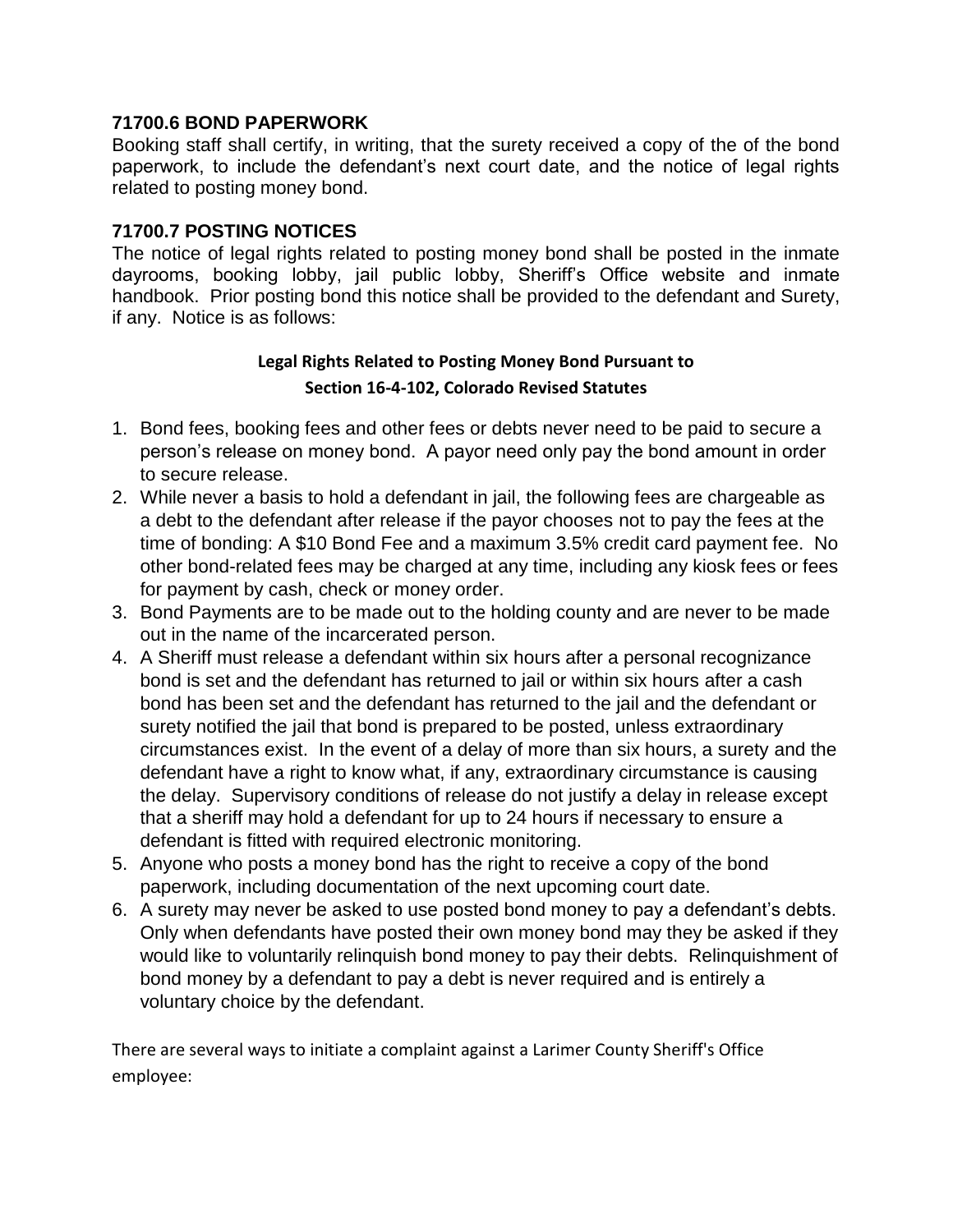### 71700.6 BOND PAPERWORK

Booking staff shall certify, in writing, that the surety received a copy of the of the bond paperwork, to include the defendant's next court date, and the notice of legal rights related to posting money bond.

### 71700.7 POSTING NOTICES

The notice of legal rights related to posting money bond shall be posted in the inmate dayrooms, booking lobby, jail public lobby, Sheriff's Office website and inmate handbook. Prior posting bond this notice shall be provided to the defendant and Surety, if any. Notice is as follows:

**Legal Rights Related to Posting Money Bond Pursuant to**
**Section 16-4-102, Colorado Revised Statutes**

1. Bond fees, booking fees and other fees or debts never need to be paid to secure a person's release on money bond. A payor need only pay the bond amount in order to secure release.
2. While never a basis to hold a defendant in jail, the following fees are chargeable as a debt to the defendant after release if the payor chooses not to pay the fees at the time of bonding: A $10 Bond Fee and a maximum 3.5% credit card payment fee. No other bond-related fees may be charged at any time, including any kiosk fees or fees for payment by cash, check or money order.
3. Bond Payments are to be made out to the holding county and are never to be made out in the name of the incarcerated person.
4. A Sheriff must release a defendant within six hours after a personal recognizance bond is set and the defendant has returned to jail or within six hours after a cash bond has been set and the defendant has returned to the jail and the defendant or surety notified the jail that bond is prepared to be posted, unless extraordinary circumstances exist. In the event of a delay of more than six hours, a surety and the defendant have a right to know what, if any, extraordinary circumstance is causing the delay. Supervisory conditions of release do not justify a delay in release except that a sheriff may hold a defendant for up to 24 hours if necessary to ensure a defendant is fitted with required electronic monitoring.
5. Anyone who posts a money bond has the right to receive a copy of the bond paperwork, including documentation of the next upcoming court date.
6. A surety may never be asked to use posted bond money to pay a defendant's debts. Only when defendants have posted their own money bond may they be asked if they would like to voluntarily relinquish bond money to pay their debts. Relinquishment of bond money by a defendant to pay a debt is never required and is entirely a voluntary choice by the defendant.

There are several ways to initiate a complaint against a Larimer County Sheriff's Office employee: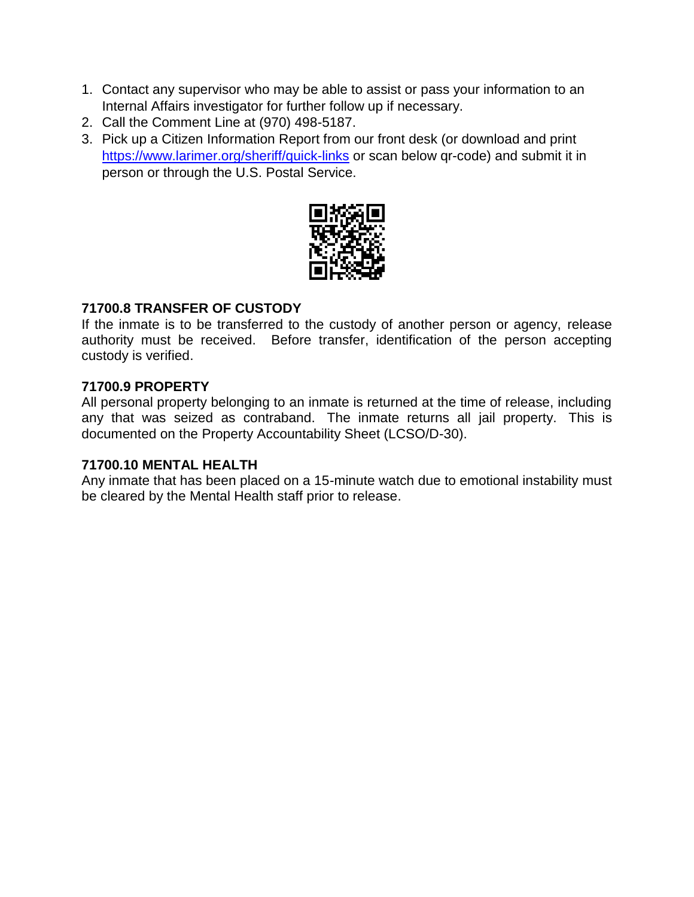1. Contact any supervisor who may be able to assist or pass your information to an Internal Affairs investigator for further follow up if necessary.
2. Call the Comment Line at (970) 498-5187.
3. Pick up a Citizen Information Report from our front desk (or download and print [https://www.larimer.org/sheriff/quick-links](https://www.larimer.org/sheriff/quick-links) or scan below qr-code) and submit it in person or through the U.S. Postal Service.

### 71700.8 TRANSFER OF CUSTODY

If the inmate is to be transferred to the custody of another person or agency, release authority must be received. Before transfer, identification of the person accepting custody is verified.

### 71700.9 PROPERTY

All personal property belonging to an inmate is returned at the time of release, including any that was seized as contraband. The inmate returns all jail property. This is documented on the Property Accountability Sheet (LCSO/D-30).

### 71700.10 MENTAL HEALTH

Any inmate that has been placed on a 15-minute watch due to emotional instability must be cleared by the Mental Health staff prior to release.